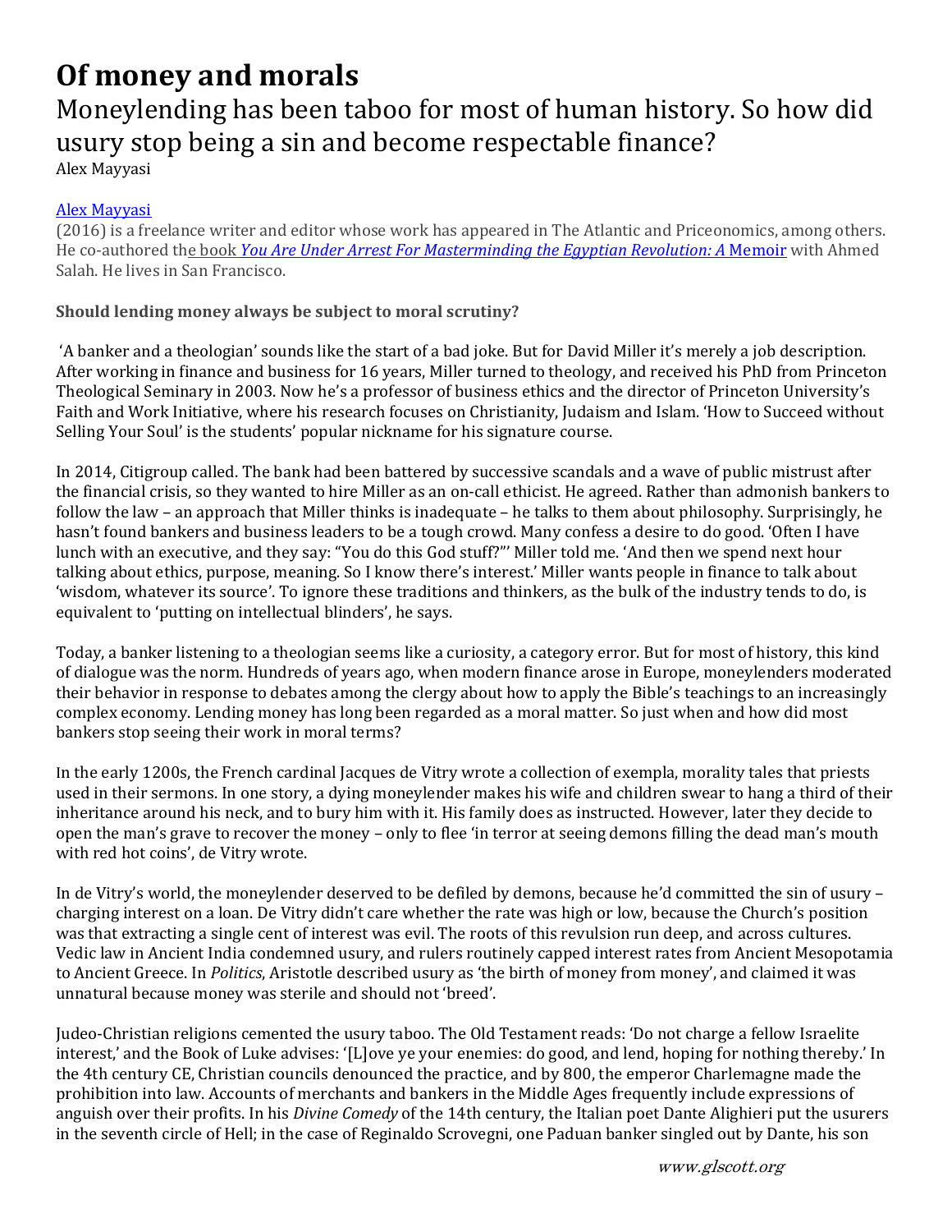# Of money and morals

## Moneylending has been taboo for most of human history. So how did usury stop being a sin and become respectable finance?

Alex Mayyasi

Alex Mayyasi (2016) is a freelance writer and editor whose work has appeared in The Atlantic and Priceonomics, among others. He co-authored the book *You Are Under Arrest For Masterminding the Egyptian Revolution: A* Memoir with Ahmed Salah. He lives in San Francisco.

**Should lending money always be subject to moral scrutiny?**

'A banker and a theologian' sounds like the start of a bad joke. But for David Miller it's merely a job description. After working in finance and business for 16 years, Miller turned to theology, and received his PhD from Princeton Theological Seminary in 2003. Now he's a professor of business ethics and the director of Princeton University's Faith and Work Initiative, where his research focuses on Christianity, Judaism and Islam. 'How to Succeed without Selling Your Soul' is the students' popular nickname for his signature course.

In 2014, Citigroup called. The bank had been battered by successive scandals and a wave of public mistrust after the financial crisis, so they wanted to hire Miller as an on-call ethicist. He agreed. Rather than admonish bankers to follow the law – an approach that Miller thinks is inadequate – he talks to them about philosophy. Surprisingly, he hasn't found bankers and business leaders to be a tough crowd. Many confess a desire to do good. 'Often I have lunch with an executive, and they say: "You do this God stuff?"' Miller told me. 'And then we spend next hour talking about ethics, purpose, meaning. So I know there's interest.' Miller wants people in finance to talk about 'wisdom, whatever its source'. To ignore these traditions and thinkers, as the bulk of the industry tends to do, is equivalent to 'putting on intellectual blinders', he says.

Today, a banker listening to a theologian seems like a curiosity, a category error. But for most of history, this kind of dialogue was the norm. Hundreds of years ago, when modern finance arose in Europe, moneylenders moderated their behavior in response to debates among the clergy about how to apply the Bible's teachings to an increasingly complex economy. Lending money has long been regarded as a moral matter. So just when and how did most bankers stop seeing their work in moral terms?

In the early 1200s, the French cardinal Jacques de Vitry wrote a collection of exempla, morality tales that priests used in their sermons. In one story, a dying moneylender makes his wife and children swear to hang a third of their inheritance around his neck, and to bury him with it. His family does as instructed. However, later they decide to open the man's grave to recover the money – only to flee 'in terror at seeing demons filling the dead man's mouth with red hot coins', de Vitry wrote.

In de Vitry's world, the moneylender deserved to be defiled by demons, because he'd committed the sin of usury – charging interest on a loan. De Vitry didn't care whether the rate was high or low, because the Church's position was that extracting a single cent of interest was evil. The roots of this revulsion run deep, and across cultures. Vedic law in Ancient India condemned usury, and rulers routinely capped interest rates from Ancient Mesopotamia to Ancient Greece. In *Politics*, Aristotle described usury as 'the birth of money from money', and claimed it was unnatural because money was sterile and should not 'breed'.

Judeo-Christian religions cemented the usury taboo. The Old Testament reads: 'Do not charge a fellow Israelite interest,' and the Book of Luke advises: '[L]ove ye your enemies: do good, and lend, hoping for nothing thereby.' In the 4th century CE, Christian councils denounced the practice, and by 800, the emperor Charlemagne made the prohibition into law. Accounts of merchants and bankers in the Middle Ages frequently include expressions of anguish over their profits. In his *Divine Comedy* of the 14th century, the Italian poet Dante Alighieri put the usurers in the seventh circle of Hell; in the case of Reginaldo Scrovegni, one Paduan banker singled out by Dante, his son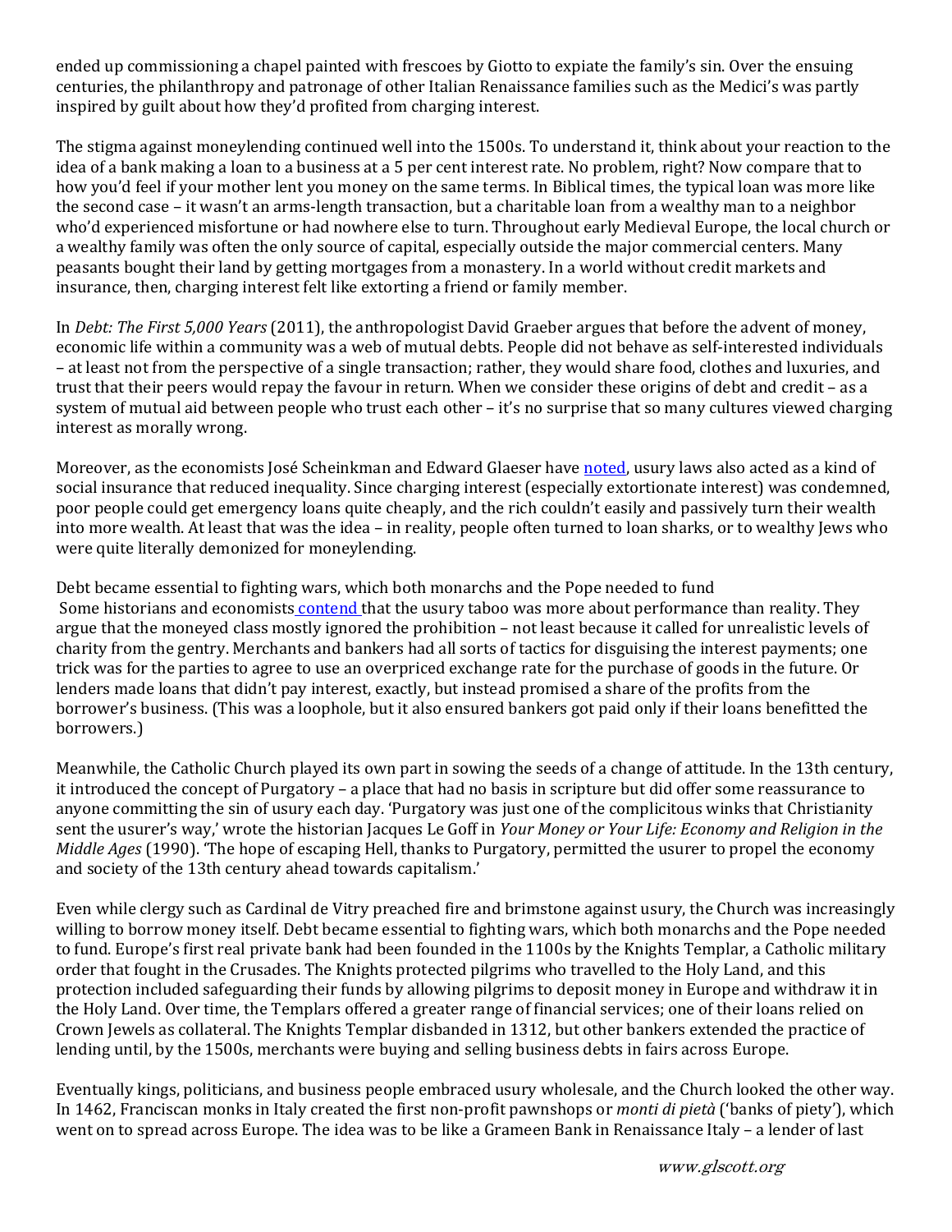ended up commissioning a chapel painted with frescoes by Giotto to expiate the family's sin. Over the ensuing centuries, the philanthropy and patronage of other Italian Renaissance families such as the Medici's was partly inspired by guilt about how they'd profited from charging interest.

The stigma against moneylending continued well into the 1500s. To understand it, think about your reaction to the idea of a bank making a loan to a business at a 5 per cent interest rate. No problem, right? Now compare that to how you'd feel if your mother lent you money on the same terms. In Biblical times, the typical loan was more like the second case – it wasn't an arms-length transaction, but a charitable loan from a wealthy man to a neighbor who'd experienced misfortune or had nowhere else to turn. Throughout early Medieval Europe, the local church or a wealthy family was often the only source of capital, especially outside the major commercial centers. Many peasants bought their land by getting mortgages from a monastery. In a world without credit markets and insurance, then, charging interest felt like extorting a friend or family member.

In *Debt: The First 5,000 Years* (2011), the anthropologist David Graeber argues that before the advent of money, economic life within a community was a web of mutual debts. People did not behave as self-interested individuals – at least not from the perspective of a single transaction; rather, they would share food, clothes and luxuries, and trust that their peers would repay the favour in return. When we consider these origins of debt and credit – as a system of mutual aid between people who trust each other – it's no surprise that so many cultures viewed charging interest as morally wrong.

Moreover, as the economists José Scheinkman and Edward Glaeser have noted, usury laws also acted as a kind of social insurance that reduced inequality. Since charging interest (especially extortionate interest) was condemned, poor people could get emergency loans quite cheaply, and the rich couldn't easily and passively turn their wealth into more wealth. At least that was the idea – in reality, people often turned to loan sharks, or to wealthy Jews who were quite literally demonized for moneylending.

Debt became essential to fighting wars, which both monarchs and the Pope needed to fund

Some historians and economists contend that the usury taboo was more about performance than reality. They argue that the moneyed class mostly ignored the prohibition – not least because it called for unrealistic levels of charity from the gentry. Merchants and bankers had all sorts of tactics for disguising the interest payments; one trick was for the parties to agree to use an overpriced exchange rate for the purchase of goods in the future. Or lenders made loans that didn't pay interest, exactly, but instead promised a share of the profits from the borrower's business. (This was a loophole, but it also ensured bankers got paid only if their loans benefitted the borrowers.)

Meanwhile, the Catholic Church played its own part in sowing the seeds of a change of attitude. In the 13th century, it introduced the concept of Purgatory – a place that had no basis in scripture but did offer some reassurance to anyone committing the sin of usury each day. 'Purgatory was just one of the complicitous winks that Christianity sent the usurer's way,' wrote the historian Jacques Le Goff in *Your Money or Your Life: Economy and Religion in the Middle Ages* (1990). 'The hope of escaping Hell, thanks to Purgatory, permitted the usurer to propel the economy and society of the 13th century ahead towards capitalism.'

Even while clergy such as Cardinal de Vitry preached fire and brimstone against usury, the Church was increasingly willing to borrow money itself. Debt became essential to fighting wars, which both monarchs and the Pope needed to fund. Europe's first real private bank had been founded in the 1100s by the Knights Templar, a Catholic military order that fought in the Crusades. The Knights protected pilgrims who travelled to the Holy Land, and this protection included safeguarding their funds by allowing pilgrims to deposit money in Europe and withdraw it in the Holy Land. Over time, the Templars offered a greater range of financial services; one of their loans relied on Crown Jewels as collateral. The Knights Templar disbanded in 1312, but other bankers extended the practice of lending until, by the 1500s, merchants were buying and selling business debts in fairs across Europe.

Eventually kings, politicians, and business people embraced usury wholesale, and the Church looked the other way. In 1462, Franciscan monks in Italy created the first non-profit pawnshops or *monti di pietà* ('banks of piety'), which went on to spread across Europe. The idea was to be like a Grameen Bank in Renaissance Italy – a lender of last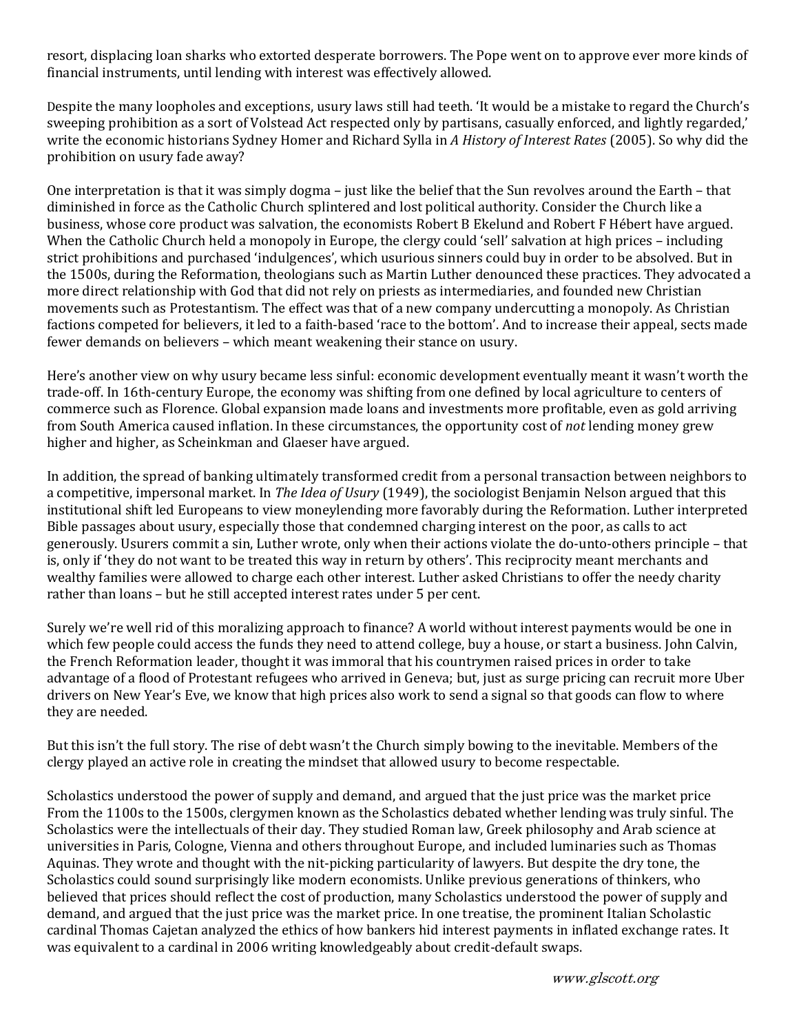resort, displacing loan sharks who extorted desperate borrowers. The Pope went on to approve ever more kinds of financial instruments, until lending with interest was effectively allowed.

Despite the many loopholes and exceptions, usury laws still had teeth. 'It would be a mistake to regard the Church's sweeping prohibition as a sort of Volstead Act respected only by partisans, casually enforced, and lightly regarded,' write the economic historians Sydney Homer and Richard Sylla in *A History of Interest Rates* (2005). So why did the prohibition on usury fade away?

One interpretation is that it was simply dogma – just like the belief that the Sun revolves around the Earth – that diminished in force as the Catholic Church splintered and lost political authority. Consider the Church like a business, whose core product was salvation, the economists Robert B Ekelund and Robert F Hébert have argued. When the Catholic Church held a monopoly in Europe, the clergy could 'sell' salvation at high prices – including strict prohibitions and purchased 'indulgences', which usurious sinners could buy in order to be absolved. But in the 1500s, during the Reformation, theologians such as Martin Luther denounced these practices. They advocated a more direct relationship with God that did not rely on priests as intermediaries, and founded new Christian movements such as Protestantism. The effect was that of a new company undercutting a monopoly. As Christian factions competed for believers, it led to a faith-based 'race to the bottom'. And to increase their appeal, sects made fewer demands on believers – which meant weakening their stance on usury.

Here's another view on why usury became less sinful: economic development eventually meant it wasn't worth the trade-off. In 16th-century Europe, the economy was shifting from one defined by local agriculture to centers of commerce such as Florence. Global expansion made loans and investments more profitable, even as gold arriving from South America caused inflation. In these circumstances, the opportunity cost of *not* lending money grew higher and higher, as Scheinkman and Glaeser have argued.

In addition, the spread of banking ultimately transformed credit from a personal transaction between neighbors to a competitive, impersonal market. In *The Idea of Usury* (1949), the sociologist Benjamin Nelson argued that this institutional shift led Europeans to view moneylending more favorably during the Reformation. Luther interpreted Bible passages about usury, especially those that condemned charging interest on the poor, as calls to act generously. Usurers commit a sin, Luther wrote, only when their actions violate the do-unto-others principle – that is, only if 'they do not want to be treated this way in return by others'. This reciprocity meant merchants and wealthy families were allowed to charge each other interest. Luther asked Christians to offer the needy charity rather than loans – but he still accepted interest rates under 5 per cent.

Surely we're well rid of this moralizing approach to finance? A world without interest payments would be one in which few people could access the funds they need to attend college, buy a house, or start a business. John Calvin, the French Reformation leader, thought it was immoral that his countrymen raised prices in order to take advantage of a flood of Protestant refugees who arrived in Geneva; but, just as surge pricing can recruit more Uber drivers on New Year's Eve, we know that high prices also work to send a signal so that goods can flow to where they are needed.

But this isn't the full story. The rise of debt wasn't the Church simply bowing to the inevitable. Members of the clergy played an active role in creating the mindset that allowed usury to become respectable.

Scholastics understood the power of supply and demand, and argued that the just price was the market price

From the 1100s to the 1500s, clergymen known as the Scholastics debated whether lending was truly sinful. The Scholastics were the intellectuals of their day. They studied Roman law, Greek philosophy and Arab science at universities in Paris, Cologne, Vienna and others throughout Europe, and included luminaries such as Thomas Aquinas. They wrote and thought with the nit-picking particularity of lawyers. But despite the dry tone, the Scholastics could sound surprisingly like modern economists. Unlike previous generations of thinkers, who believed that prices should reflect the cost of production, many Scholastics understood the power of supply and demand, and argued that the just price was the market price. In one treatise, the prominent Italian Scholastic cardinal Thomas Cajetan analyzed the ethics of how bankers hid interest payments in inflated exchange rates. It was equivalent to a cardinal in 2006 writing knowledgeably about credit-default swaps.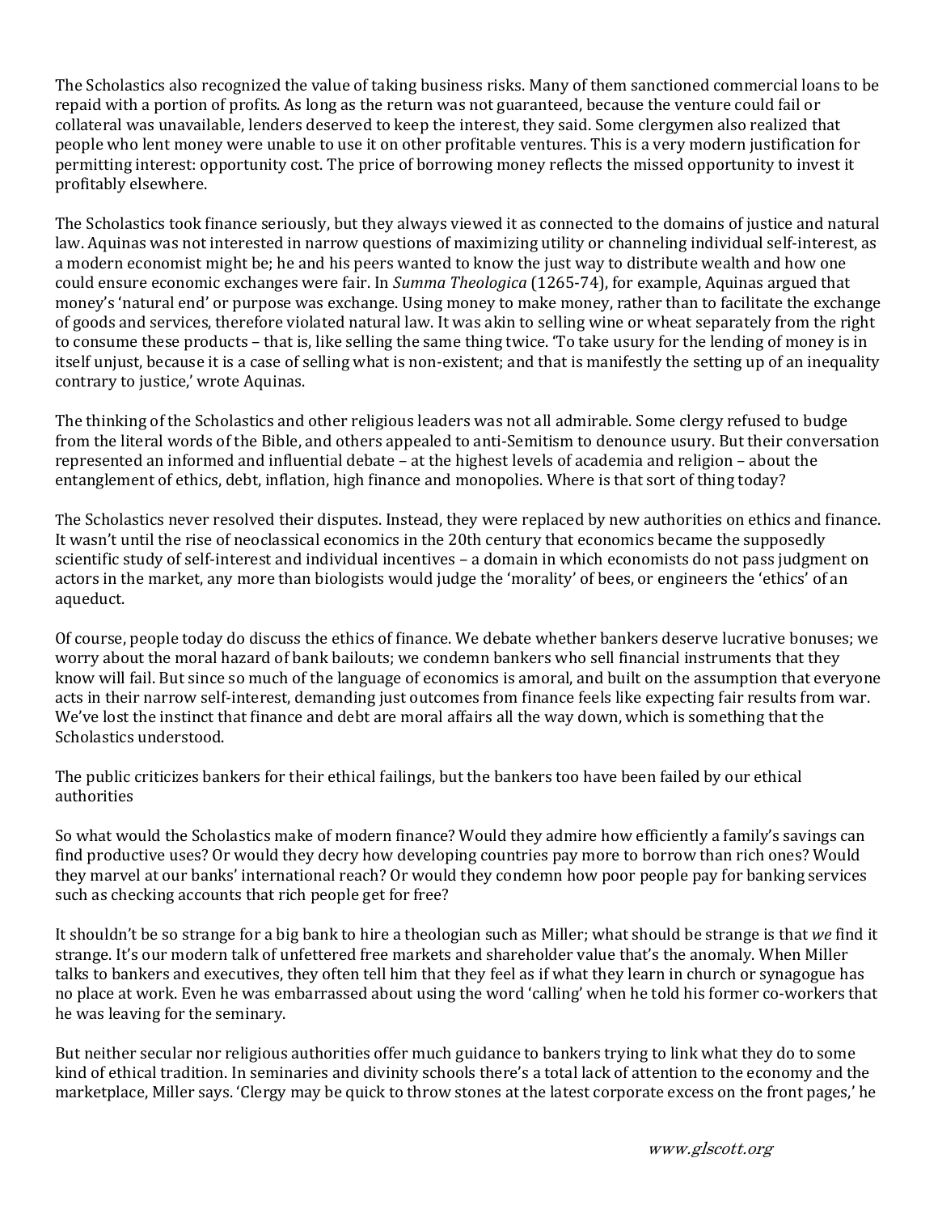The Scholastics also recognized the value of taking business risks. Many of them sanctioned commercial loans to be repaid with a portion of profits. As long as the return was not guaranteed, because the venture could fail or collateral was unavailable, lenders deserved to keep the interest, they said. Some clergymen also realized that people who lent money were unable to use it on other profitable ventures. This is a very modern justification for permitting interest: opportunity cost. The price of borrowing money reflects the missed opportunity to invest it profitably elsewhere.

The Scholastics took finance seriously, but they always viewed it as connected to the domains of justice and natural law. Aquinas was not interested in narrow questions of maximizing utility or channeling individual self-interest, as a modern economist might be; he and his peers wanted to know the just way to distribute wealth and how one could ensure economic exchanges were fair. In *Summa Theologica* (1265-74), for example, Aquinas argued that money's 'natural end' or purpose was exchange. Using money to make money, rather than to facilitate the exchange of goods and services, therefore violated natural law. It was akin to selling wine or wheat separately from the right to consume these products – that is, like selling the same thing twice. 'To take usury for the lending of money is in itself unjust, because it is a case of selling what is non-existent; and that is manifestly the setting up of an inequality contrary to justice,' wrote Aquinas.

The thinking of the Scholastics and other religious leaders was not all admirable. Some clergy refused to budge from the literal words of the Bible, and others appealed to anti-Semitism to denounce usury. But their conversation represented an informed and influential debate – at the highest levels of academia and religion – about the entanglement of ethics, debt, inflation, high finance and monopolies. Where is that sort of thing today?

The Scholastics never resolved their disputes. Instead, they were replaced by new authorities on ethics and finance. It wasn't until the rise of neoclassical economics in the 20th century that economics became the supposedly scientific study of self-interest and individual incentives – a domain in which economists do not pass judgment on actors in the market, any more than biologists would judge the 'morality' of bees, or engineers the 'ethics' of an aqueduct.

Of course, people today do discuss the ethics of finance. We debate whether bankers deserve lucrative bonuses; we worry about the moral hazard of bank bailouts; we condemn bankers who sell financial instruments that they know will fail. But since so much of the language of economics is amoral, and built on the assumption that everyone acts in their narrow self-interest, demanding just outcomes from finance feels like expecting fair results from war. We've lost the instinct that finance and debt are moral affairs all the way down, which is something that the Scholastics understood.

The public criticizes bankers for their ethical failings, but the bankers too have been failed by our ethical authorities

So what would the Scholastics make of modern finance? Would they admire how efficiently a family's savings can find productive uses? Or would they decry how developing countries pay more to borrow than rich ones? Would they marvel at our banks' international reach? Or would they condemn how poor people pay for banking services such as checking accounts that rich people get for free?

It shouldn't be so strange for a big bank to hire a theologian such as Miller; what should be strange is that *we* find it strange. It's our modern talk of unfettered free markets and shareholder value that's the anomaly. When Miller talks to bankers and executives, they often tell him that they feel as if what they learn in church or synagogue has no place at work. Even he was embarrassed about using the word 'calling' when he told his former co-workers that he was leaving for the seminary.

But neither secular nor religious authorities offer much guidance to bankers trying to link what they do to some kind of ethical tradition. In seminaries and divinity schools there's a total lack of attention to the economy and the marketplace, Miller says. 'Clergy may be quick to throw stones at the latest corporate excess on the front pages,' he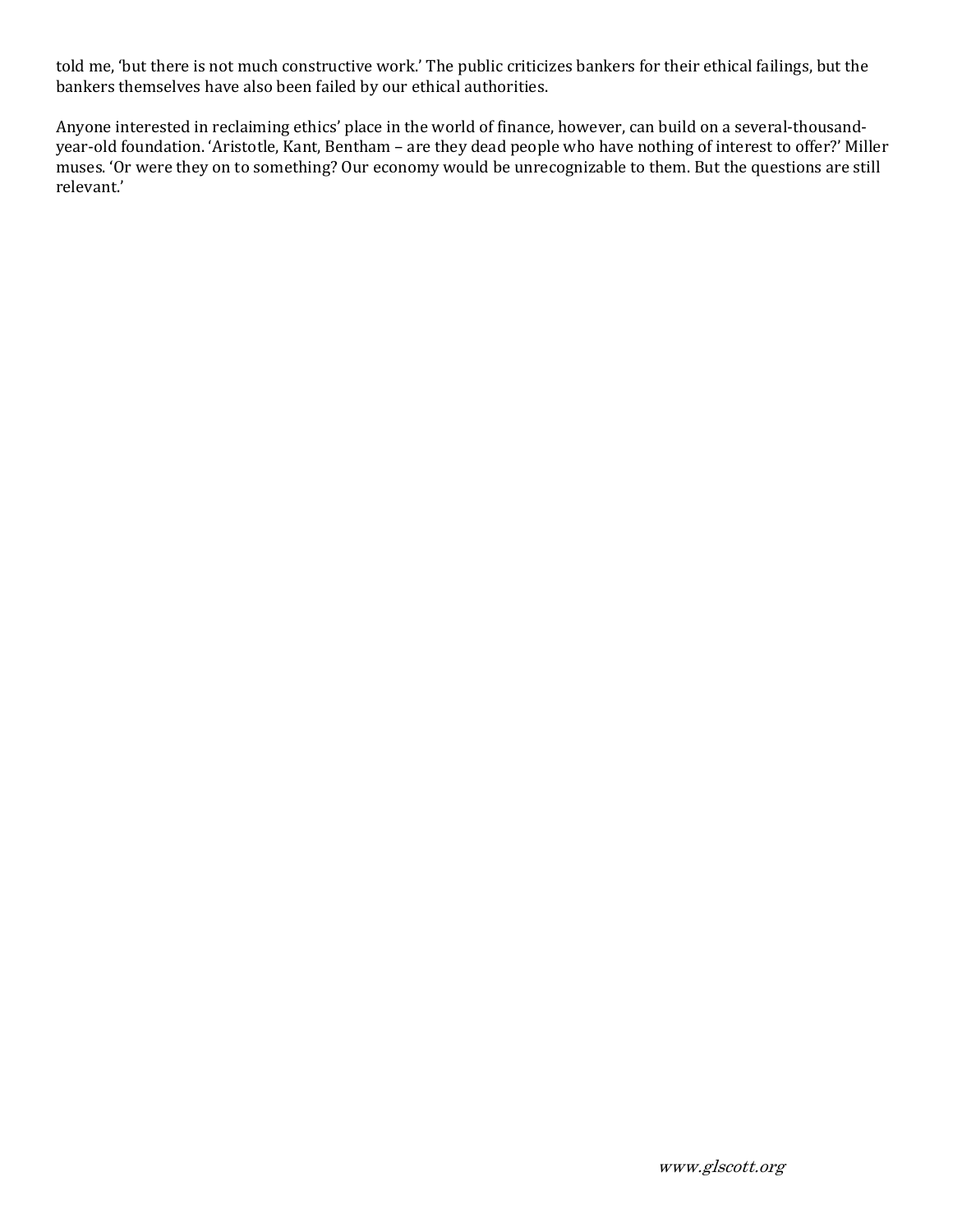told me, 'but there is not much constructive work.' The public criticizes bankers for their ethical failings, but the bankers themselves have also been failed by our ethical authorities.

Anyone interested in reclaiming ethics' place in the world of finance, however, can build on a several-thousand-year-old foundation. 'Aristotle, Kant, Bentham – are they dead people who have nothing of interest to offer?' Miller muses. 'Or were they on to something? Our economy would be unrecognizable to them. But the questions are still relevant.'